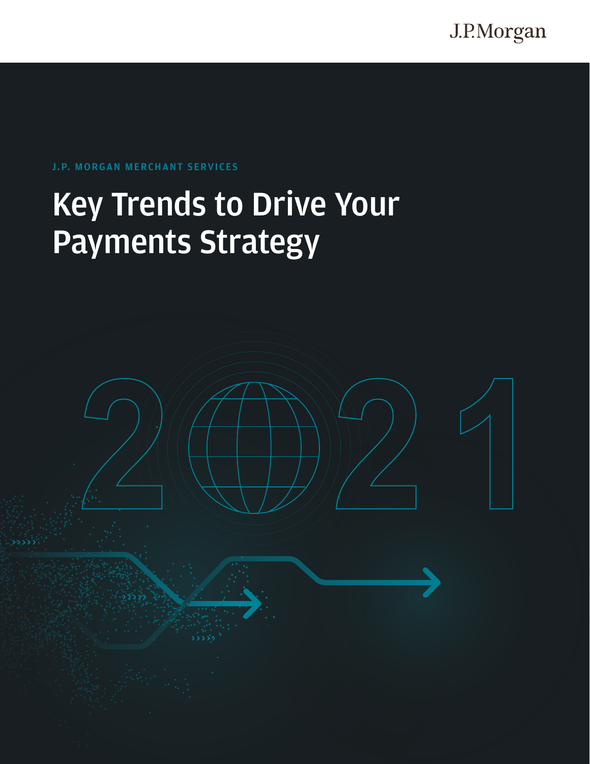J.P.Morgan

J.P. MORGAN MERCHANT SERVICES

# Key Trends to Drive Your Payments Strategy

2021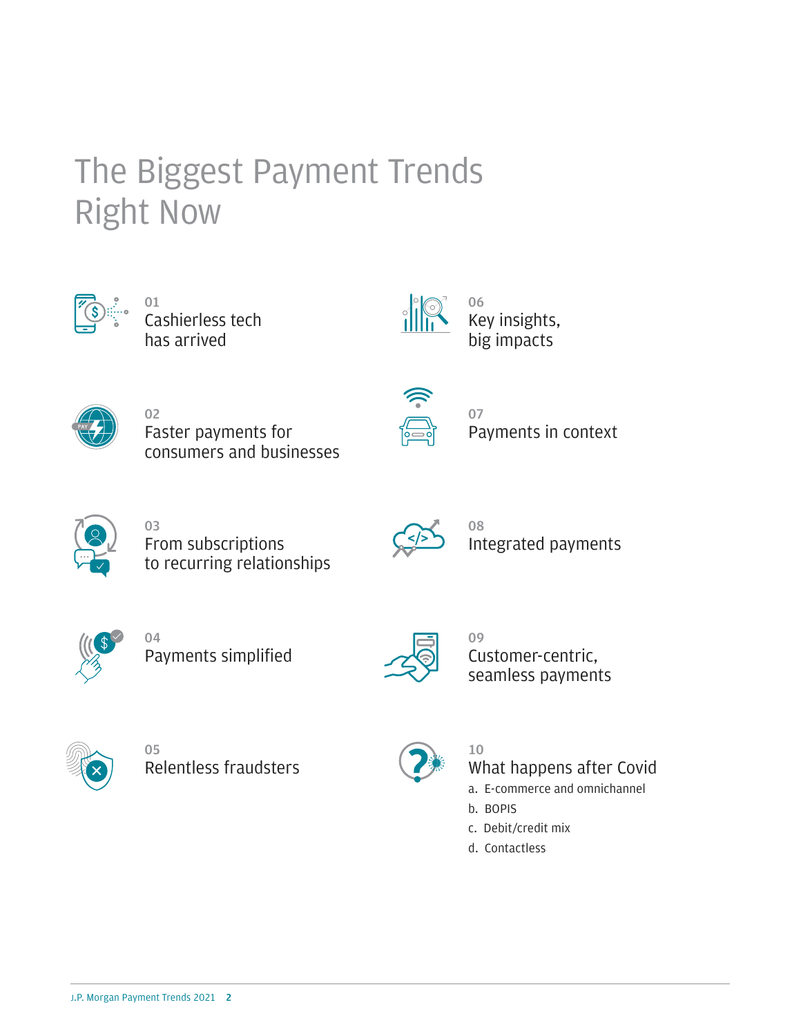# The Biggest Payment Trends Right Now

01
Cashierless tech has arrived

02
Faster payments for consumers and businesses

03
From subscriptions to recurring relationships

04
Payments simplified

05
Relentless fraudsters

06
Key insights, big impacts

07
Payments in context

08
Integrated payments

09
Customer-centric, seamless payments

10
What happens after Covid

a. E-commerce and omnichannel
b. BOPIS
c. Debit/credit mix
d. Contactless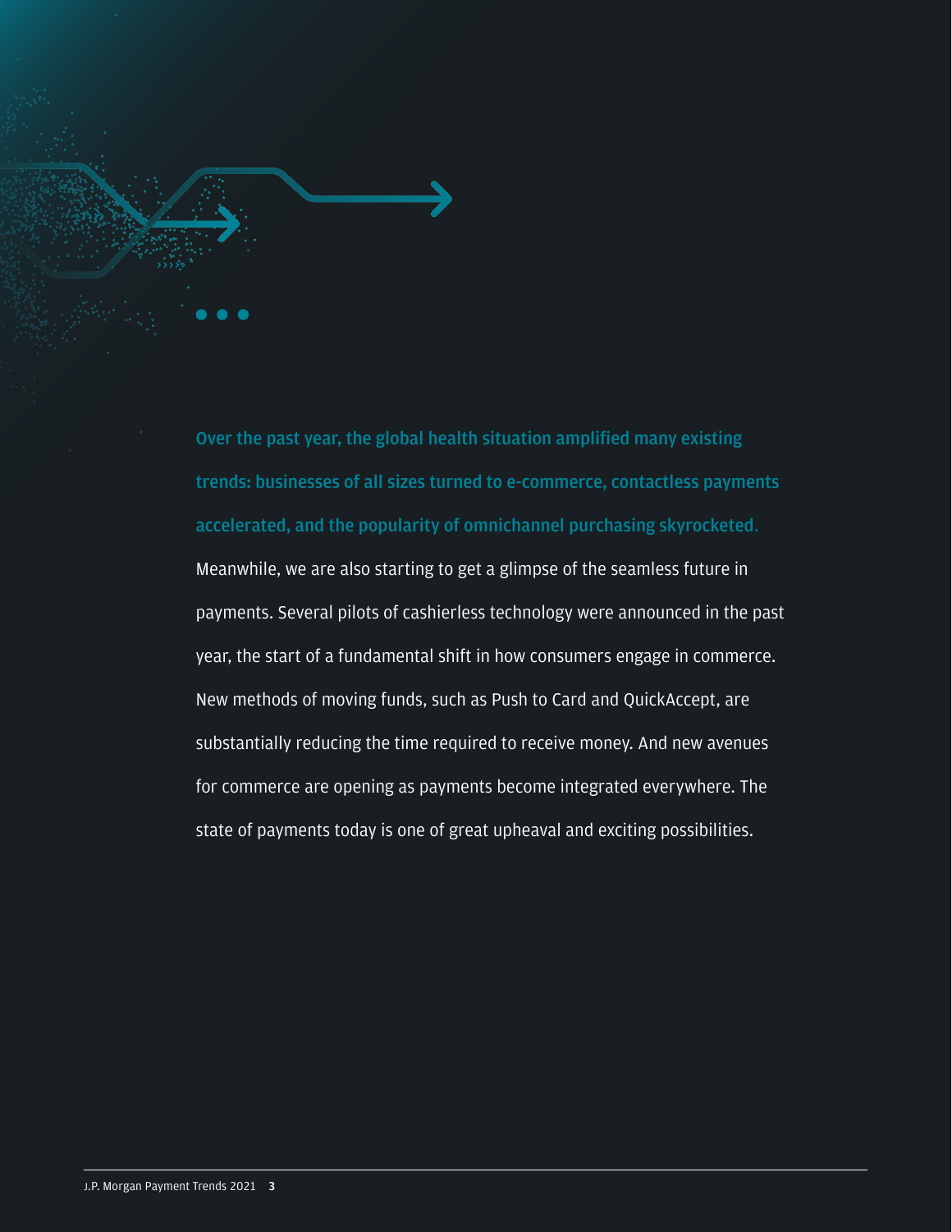**Over the past year, the global health situation amplified many existing trends: businesses of all sizes turned to e-commerce, contactless payments accelerated, and the popularity of omnichannel purchasing skyrocketed.** Meanwhile, we are also starting to get a glimpse of the seamless future in payments. Several pilots of cashierless technology were announced in the past year, the start of a fundamental shift in how consumers engage in commerce. New methods of moving funds, such as Push to Card and QuickAccept, are substantially reducing the time required to receive money. And new avenues for commerce are opening as payments become integrated everywhere. The state of payments today is one of great upheaval and exciting possibilities.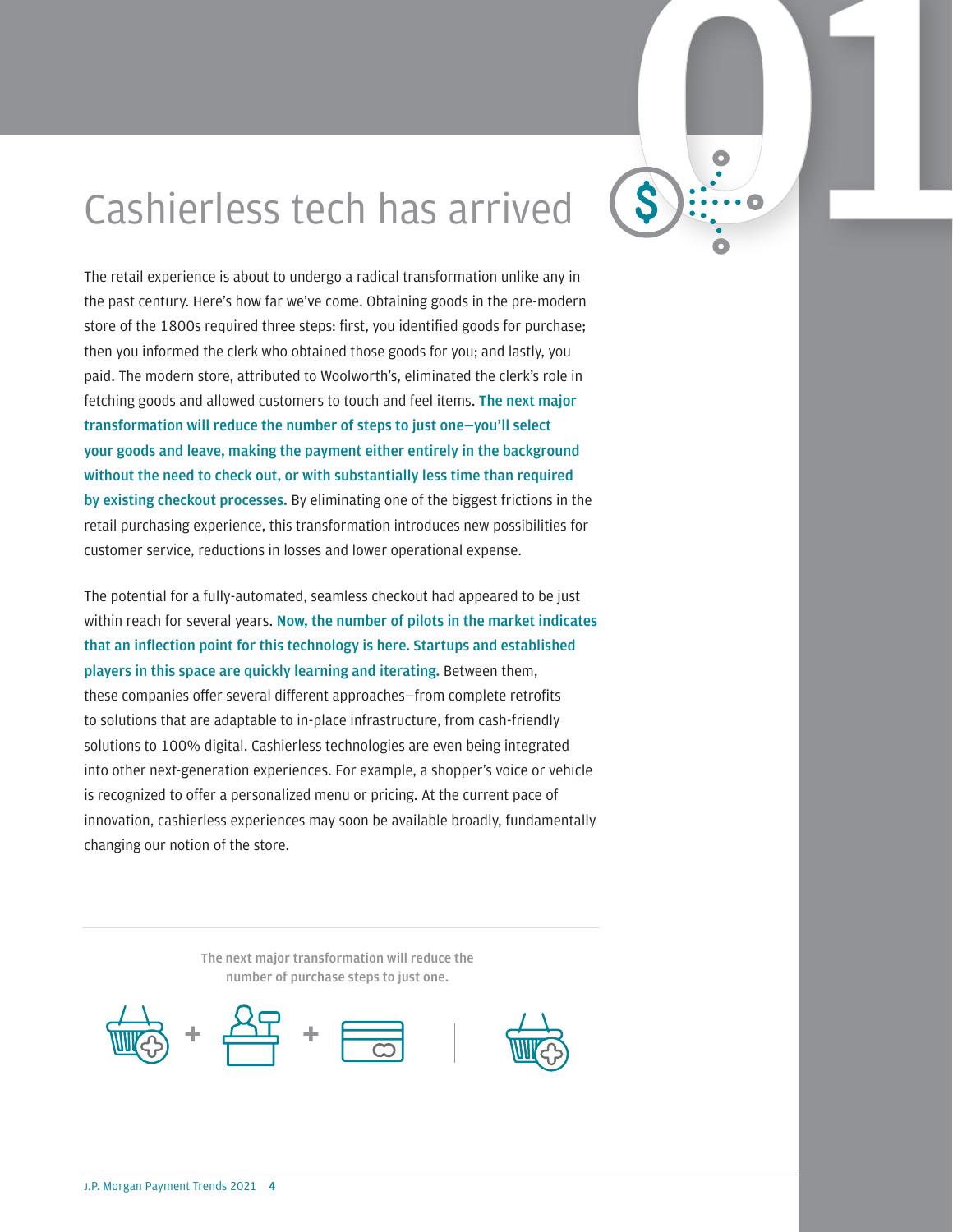# Cashierless tech has arrived

The retail experience is about to undergo a radical transformation unlike any in the past century. Here's how far we've come. Obtaining goods in the pre-modern store of the 1800s required three steps: first, you identified goods for purchase; then you informed the clerk who obtained those goods for you; and lastly, you paid. The modern store, attributed to Woolworth's, eliminated the clerk's role in fetching goods and allowed customers to touch and feel items. **The next major transformation will reduce the number of steps to just one—you'll select your goods and leave, making the payment either entirely in the background without the need to check out, or with substantially less time than required by existing checkout processes.** By eliminating one of the biggest frictions in the retail purchasing experience, this transformation introduces new possibilities for customer service, reductions in losses and lower operational expense.

The potential for a fully-automated, seamless checkout had appeared to be just within reach for several years. **Now, the number of pilots in the market indicates that an inflection point for this technology is here. Startups and established players in this space are quickly learning and iterating.** Between them, these companies offer several different approaches—from complete retrofits to solutions that are adaptable to in-place infrastructure, from cash-friendly solutions to 100% digital. Cashierless technologies are even being integrated into other next-generation experiences. For example, a shopper's voice or vehicle is recognized to offer a personalized menu or pricing. At the current pace of innovation, cashierless experiences may soon be available broadly, fundamentally changing our notion of the store.

**The next major transformation will reduce the number of purchase steps to just one.**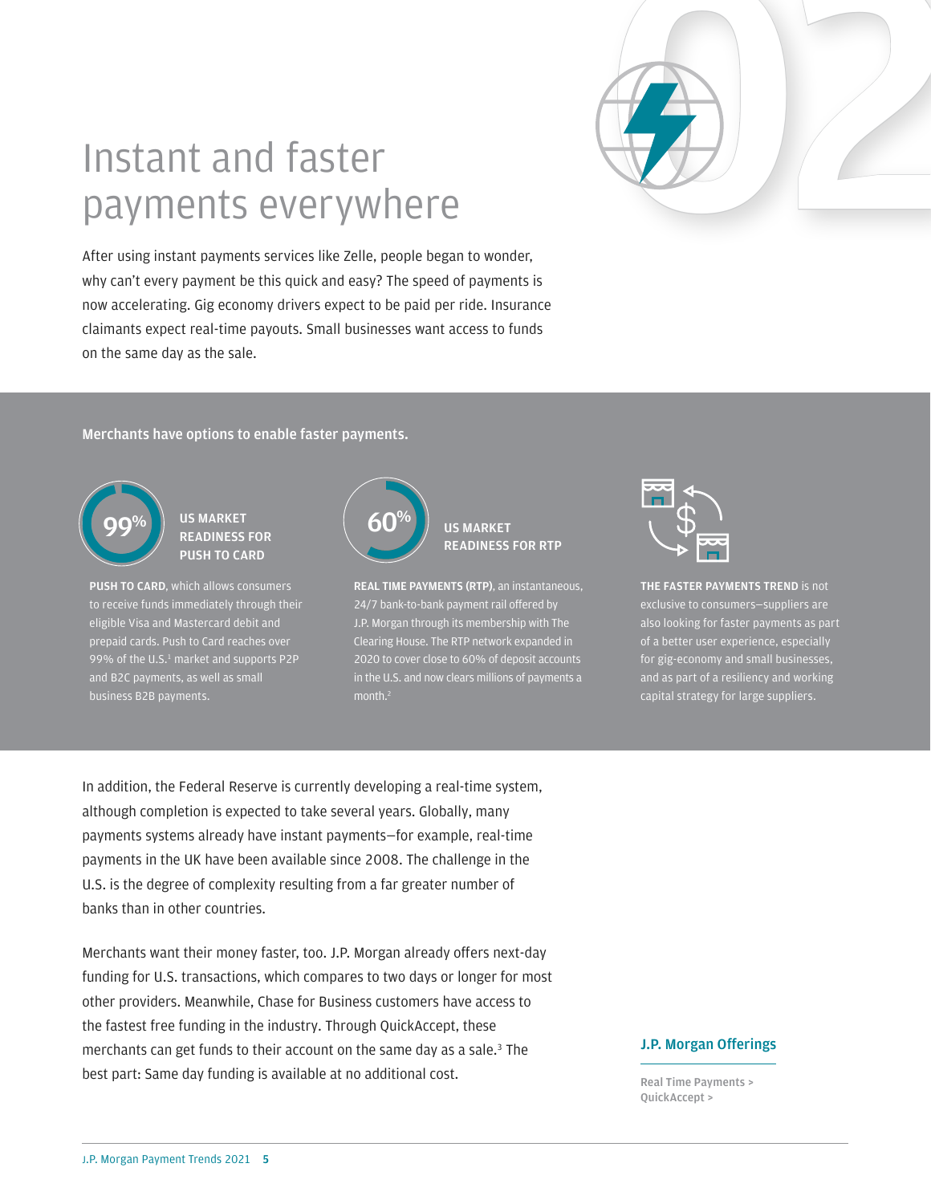# Instant and faster payments everywhere

After using instant payments services like Zelle, people began to wonder, why can't every payment be this quick and easy? The speed of payments is now accelerating. Gig economy drivers expect to be paid per ride. Insurance claimants expect real-time payouts. Small businesses want access to funds on the same day as the sale.

**Merchants have options to enable faster payments.**

**99%** US MARKET READINESS FOR PUSH TO CARD

**PUSH TO CARD**, which allows consumers to receive funds immediately through their eligible Visa and Mastercard debit and prepaid cards. Push to Card reaches over 99% of the U.S.[1] market and supports P2P and B2C payments, as well as small business B2B payments.

**60%** US MARKET READINESS FOR RTP

**REAL TIME PAYMENTS (RTP)**, an instantaneous, 24/7 bank-to-bank payment rail offered by J.P. Morgan through its membership with The Clearing House. The RTP network expanded in 2020 to cover close to 60% of deposit accounts in the U.S. and now clears millions of payments a month.[2]

**THE FASTER PAYMENTS TREND** is not exclusive to consumers—suppliers are also looking for faster payments as part of a better user experience, especially for gig-economy and small businesses, and as part of a resiliency and working capital strategy for large suppliers.

In addition, the Federal Reserve is currently developing a real-time system, although completion is expected to take several years. Globally, many payments systems already have instant payments—for example, real-time payments in the UK have been available since 2008. The challenge in the U.S. is the degree of complexity resulting from a far greater number of banks than in other countries.

Merchants want their money faster, too. J.P. Morgan already offers next-day funding for U.S. transactions, which compares to two days or longer for most other providers. Meanwhile, Chase for Business customers have access to the fastest free funding in the industry. Through QuickAccept, these merchants can get funds to their account on the same day as a sale.[3] The best part: Same day funding is available at no additional cost.

**J.P. Morgan Offerings**

Real Time Payments >
QuickAccept >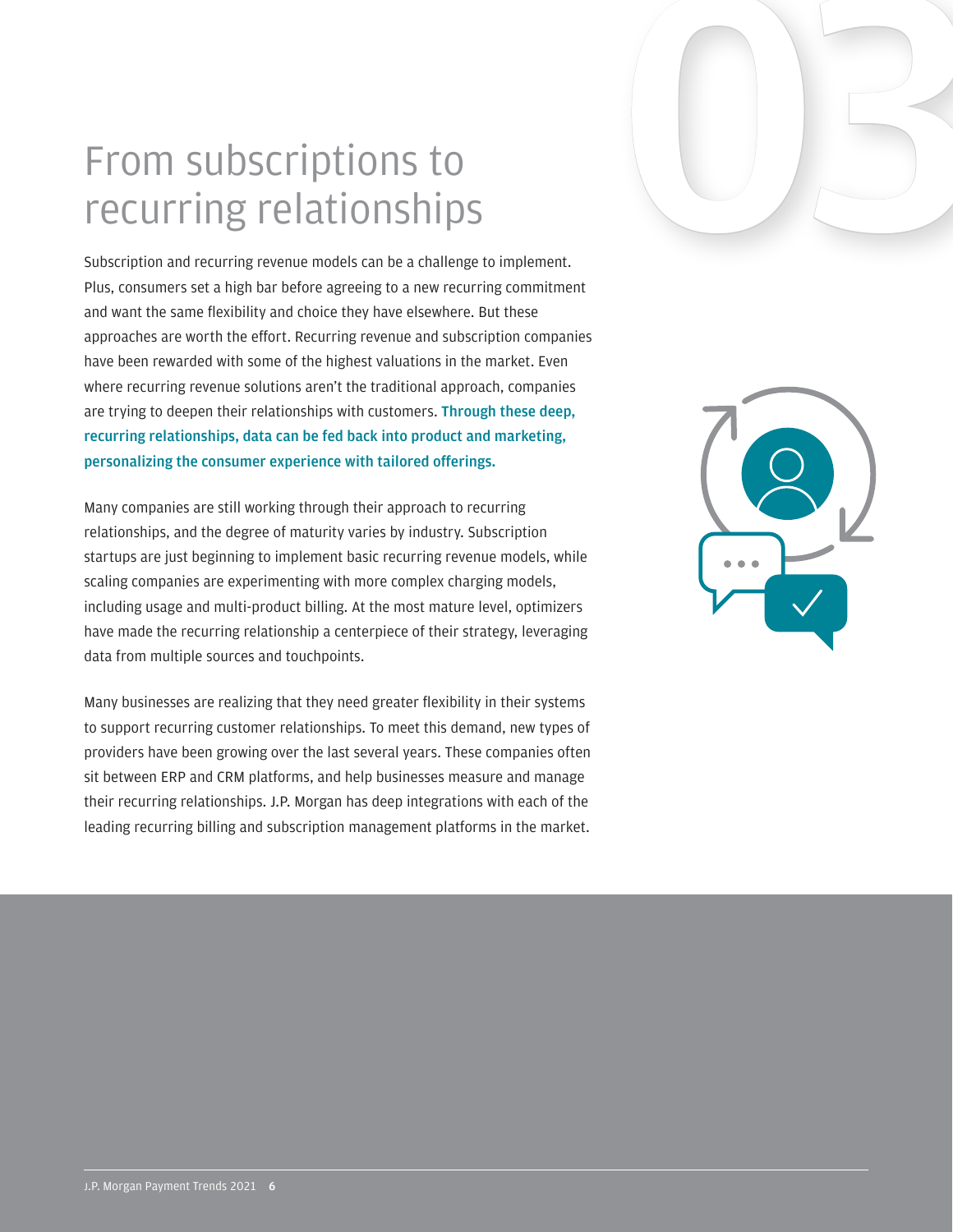# From subscriptions to recurring relationships

Subscription and recurring revenue models can be a challenge to implement. Plus, consumers set a high bar before agreeing to a new recurring commitment and want the same flexibility and choice they have elsewhere. But these approaches are worth the effort. Recurring revenue and subscription companies have been rewarded with some of the highest valuations in the market. Even where recurring revenue solutions aren't the traditional approach, companies are trying to deepen their relationships with customers. **Through these deep, recurring relationships, data can be fed back into product and marketing, personalizing the consumer experience with tailored offerings.**

Many companies are still working through their approach to recurring relationships, and the degree of maturity varies by industry. Subscription startups are just beginning to implement basic recurring revenue models, while scaling companies are experimenting with more complex charging models, including usage and multi-product billing. At the most mature level, optimizers have made the recurring relationship a centerpiece of their strategy, leveraging data from multiple sources and touchpoints.

Many businesses are realizing that they need greater flexibility in their systems to support recurring customer relationships. To meet this demand, new types of providers have been growing over the last several years. These companies often sit between ERP and CRM platforms, and help businesses measure and manage their recurring relationships. J.P. Morgan has deep integrations with each of the leading recurring billing and subscription management platforms in the market.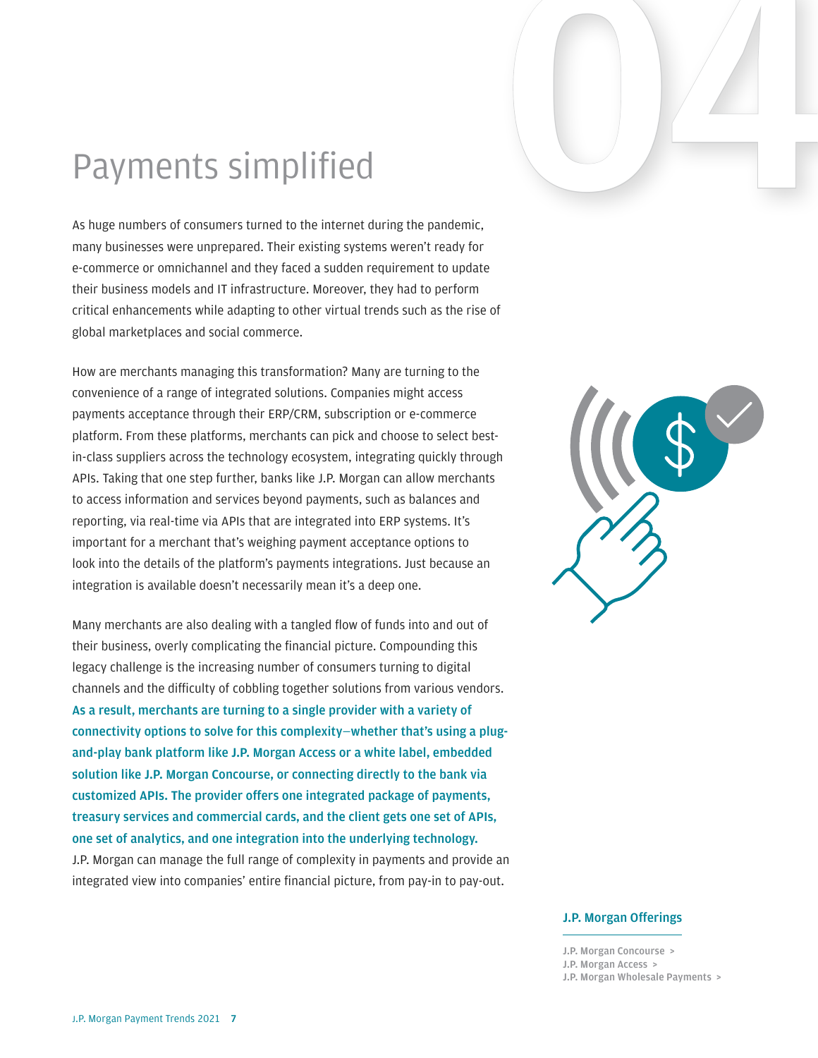# Payments simplified

As huge numbers of consumers turned to the internet during the pandemic, many businesses were unprepared. Their existing systems weren't ready for e-commerce or omnichannel and they faced a sudden requirement to update their business models and IT infrastructure. Moreover, they had to perform critical enhancements while adapting to other virtual trends such as the rise of global marketplaces and social commerce.

How are merchants managing this transformation? Many are turning to the convenience of a range of integrated solutions. Companies might access payments acceptance through their ERP/CRM, subscription or e-commerce platform. From these platforms, merchants can pick and choose to select best-in-class suppliers across the technology ecosystem, integrating quickly through APIs. Taking that one step further, banks like J.P. Morgan can allow merchants to access information and services beyond payments, such as balances and reporting, via real-time via APIs that are integrated into ERP systems. It's important for a merchant that's weighing payment acceptance options to look into the details of the platform's payments integrations. Just because an integration is available doesn't necessarily mean it's a deep one.

Many merchants are also dealing with a tangled flow of funds into and out of their business, overly complicating the financial picture. Compounding this legacy challenge is the increasing number of consumers turning to digital channels and the difficulty of cobbling together solutions from various vendors. **As a result, merchants are turning to a single provider with a variety of connectivity options to solve for this complexity—whether that's using a plug-and-play bank platform like J.P. Morgan Access or a white label, embedded solution like J.P. Morgan Concourse, or connecting directly to the bank via customized APIs. The provider offers one integrated package of payments, treasury services and commercial cards, and the client gets one set of APIs, one set of analytics, and one integration into the underlying technology.** J.P. Morgan can manage the full range of complexity in payments and provide an integrated view into companies' entire financial picture, from pay-in to pay-out.

### J.P. Morgan Offerings

- J.P. Morgan Concourse >
- J.P. Morgan Access >
- J.P. Morgan Wholesale Payments >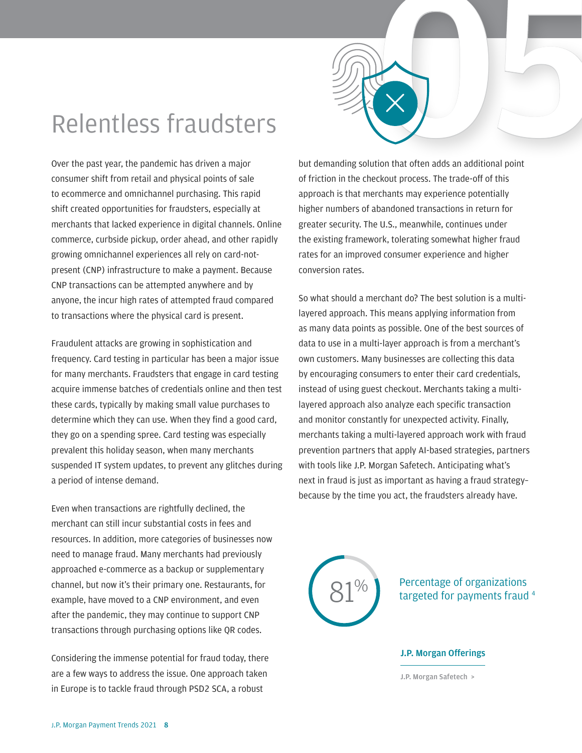# Relentless fraudsters

Over the past year, the pandemic has driven a major consumer shift from retail and physical points of sale to ecommerce and omnichannel purchasing. This rapid shift created opportunities for fraudsters, especially at merchants that lacked experience in digital channels. Online commerce, curbside pickup, order ahead, and other rapidly growing omnichannel experiences all rely on card-not-present (CNP) infrastructure to make a payment. Because CNP transactions can be attempted anywhere and by anyone, the incur high rates of attempted fraud compared to transactions where the physical card is present.

Fraudulent attacks are growing in sophistication and frequency. Card testing in particular has been a major issue for many merchants. Fraudsters that engage in card testing acquire immense batches of credentials online and then test these cards, typically by making small value purchases to determine which they can use. When they find a good card, they go on a spending spree. Card testing was especially prevalent this holiday season, when many merchants suspended IT system updates, to prevent any glitches during a period of intense demand.

Even when transactions are rightfully declined, the merchant can still incur substantial costs in fees and resources. In addition, more categories of businesses now need to manage fraud. Many merchants had previously approached e-commerce as a backup or supplementary channel, but now it's their primary one. Restaurants, for example, have moved to a CNP environment, and even after the pandemic, they may continue to support CNP transactions through purchasing options like QR codes.

Considering the immense potential for fraud today, there are a few ways to address the issue. One approach taken in Europe is to tackle fraud through PSD2 SCA, a robust but demanding solution that often adds an additional point of friction in the checkout process. The trade-off of this approach is that merchants may experience potentially higher numbers of abandoned transactions in return for greater security. The U.S., meanwhile, continues under the existing framework, tolerating somewhat higher fraud rates for an improved consumer experience and higher conversion rates.

So what should a merchant do? The best solution is a multi-layered approach. This means applying information from as many data points as possible. One of the best sources of data to use in a multi-layer approach is from a merchant's own customers. Many businesses are collecting this data by encouraging consumers to enter their card credentials, instead of using guest checkout. Merchants taking a multi-layered approach also analyze each specific transaction and monitor constantly for unexpected activity. Finally, merchants taking a multi-layered approach work with fraud prevention partners that apply AI-based strategies, partners with tools like J.P. Morgan Safetech. Anticipating what's next in fraud is just as important as having a fraud strategy–because by the time you act, the fraudsters already have.

**81%** Percentage of organizations targeted for payments fraud [4]

**J.P. Morgan Offerings**

J.P. Morgan Safetech >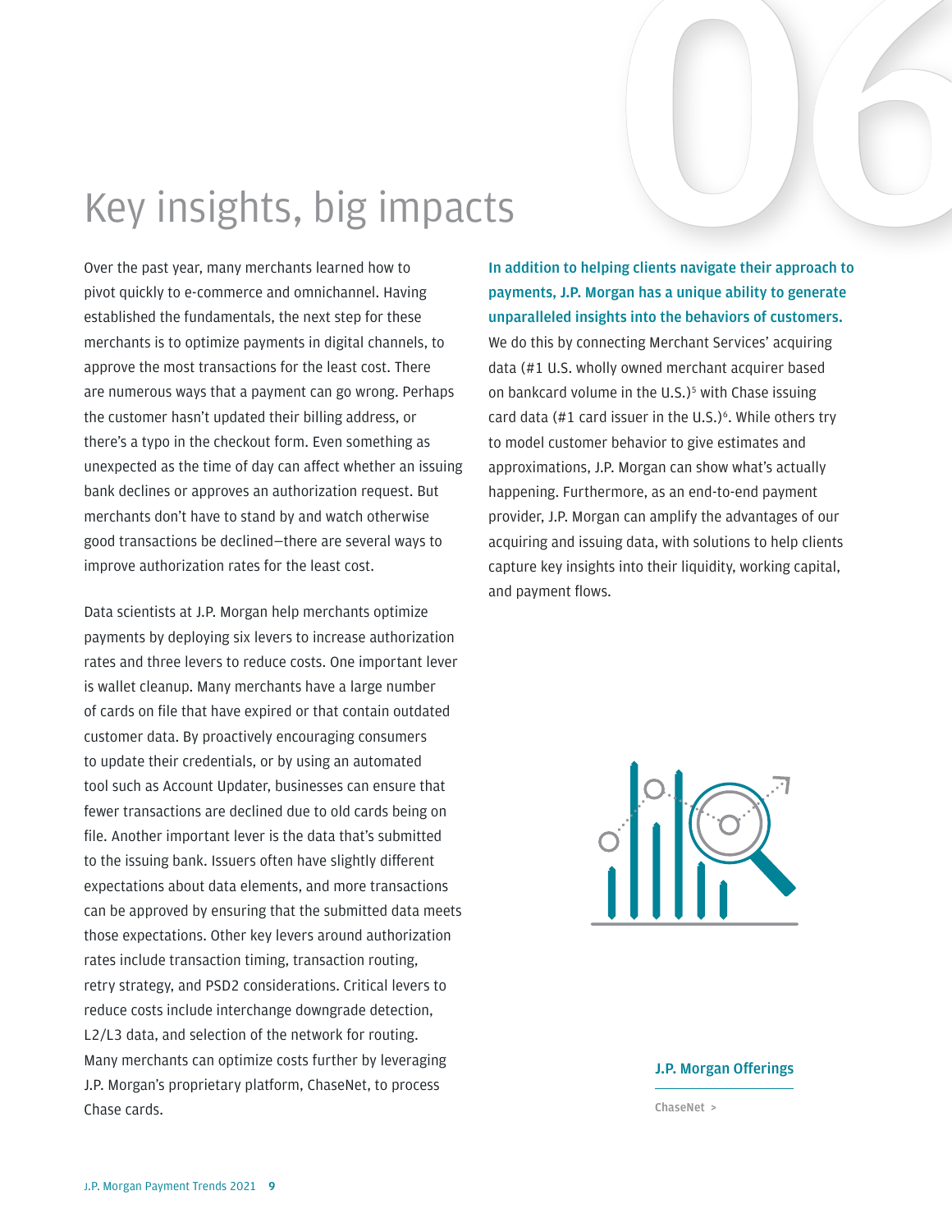# Key insights, big impacts

Over the past year, many merchants learned how to pivot quickly to e-commerce and omnichannel. Having established the fundamentals, the next step for these merchants is to optimize payments in digital channels, to approve the most transactions for the least cost. There are numerous ways that a payment can go wrong. Perhaps the customer hasn't updated their billing address, or there's a typo in the checkout form. Even something as unexpected as the time of day can affect whether an issuing bank declines or approves an authorization request. But merchants don't have to stand by and watch otherwise good transactions be declined—there are several ways to improve authorization rates for the least cost.

Data scientists at J.P. Morgan help merchants optimize payments by deploying six levers to increase authorization rates and three levers to reduce costs. One important lever is wallet cleanup. Many merchants have a large number of cards on file that have expired or that contain outdated customer data. By proactively encouraging consumers to update their credentials, or by using an automated tool such as Account Updater, businesses can ensure that fewer transactions are declined due to old cards being on file. Another important lever is the data that's submitted to the issuing bank. Issuers often have slightly different expectations about data elements, and more transactions can be approved by ensuring that the submitted data meets those expectations. Other key levers around authorization rates include transaction timing, transaction routing, retry strategy, and PSD2 considerations. Critical levers to reduce costs include interchange downgrade detection, L2/L3 data, and selection of the network for routing. Many merchants can optimize costs further by leveraging J.P. Morgan's proprietary platform, ChaseNet, to process Chase cards.

**In addition to helping clients navigate their approach to payments, J.P. Morgan has a unique ability to generate unparalleled insights into the behaviors of customers.** We do this by connecting Merchant Services' acquiring data (#1 U.S. wholly owned merchant acquirer based on bankcard volume in the U.S.)[5] with Chase issuing card data (#1 card issuer in the U.S.)[6]. While others try to model customer behavior to give estimates and approximations, J.P. Morgan can show what's actually happening. Furthermore, as an end-to-end payment provider, J.P. Morgan can amplify the advantages of our acquiring and issuing data, with solutions to help clients capture key insights into their liquidity, working capital, and payment flows.

**J.P. Morgan Offerings**

ChaseNet >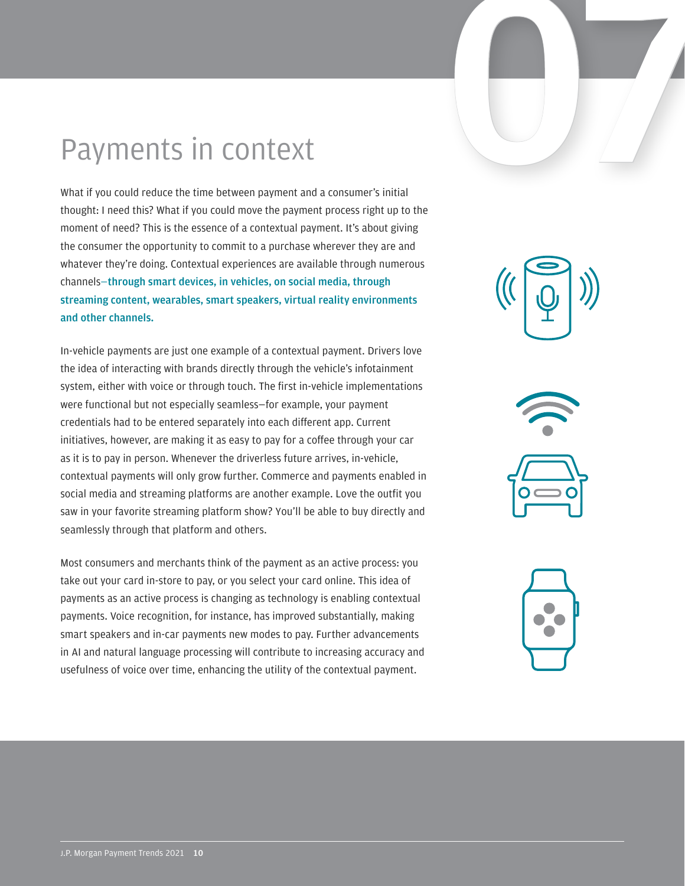# Payments in context

What if you could reduce the time between payment and a consumer's initial thought: I need this? What if you could move the payment process right up to the moment of need? This is the essence of a contextual payment. It's about giving the consumer the opportunity to commit to a purchase wherever they are and whatever they're doing. Contextual experiences are available through numerous channels—**through smart devices, in vehicles, on social media, through streaming content, wearables, smart speakers, virtual reality environments and other channels.**

In-vehicle payments are just one example of a contextual payment. Drivers love the idea of interacting with brands directly through the vehicle's infotainment system, either with voice or through touch. The first in-vehicle implementations were functional but not especially seamless—for example, your payment credentials had to be entered separately into each different app. Current initiatives, however, are making it as easy to pay for a coffee through your car as it is to pay in person. Whenever the driverless future arrives, in-vehicle, contextual payments will only grow further. Commerce and payments enabled in social media and streaming platforms are another example. Love the outfit you saw in your favorite streaming platform show? You'll be able to buy directly and seamlessly through that platform and others.

Most consumers and merchants think of the payment as an active process: you take out your card in-store to pay, or you select your card online. This idea of payments as an active process is changing as technology is enabling contextual payments. Voice recognition, for instance, has improved substantially, making smart speakers and in-car payments new modes to pay. Further advancements in AI and natural language processing will contribute to increasing accuracy and usefulness of voice over time, enhancing the utility of the contextual payment.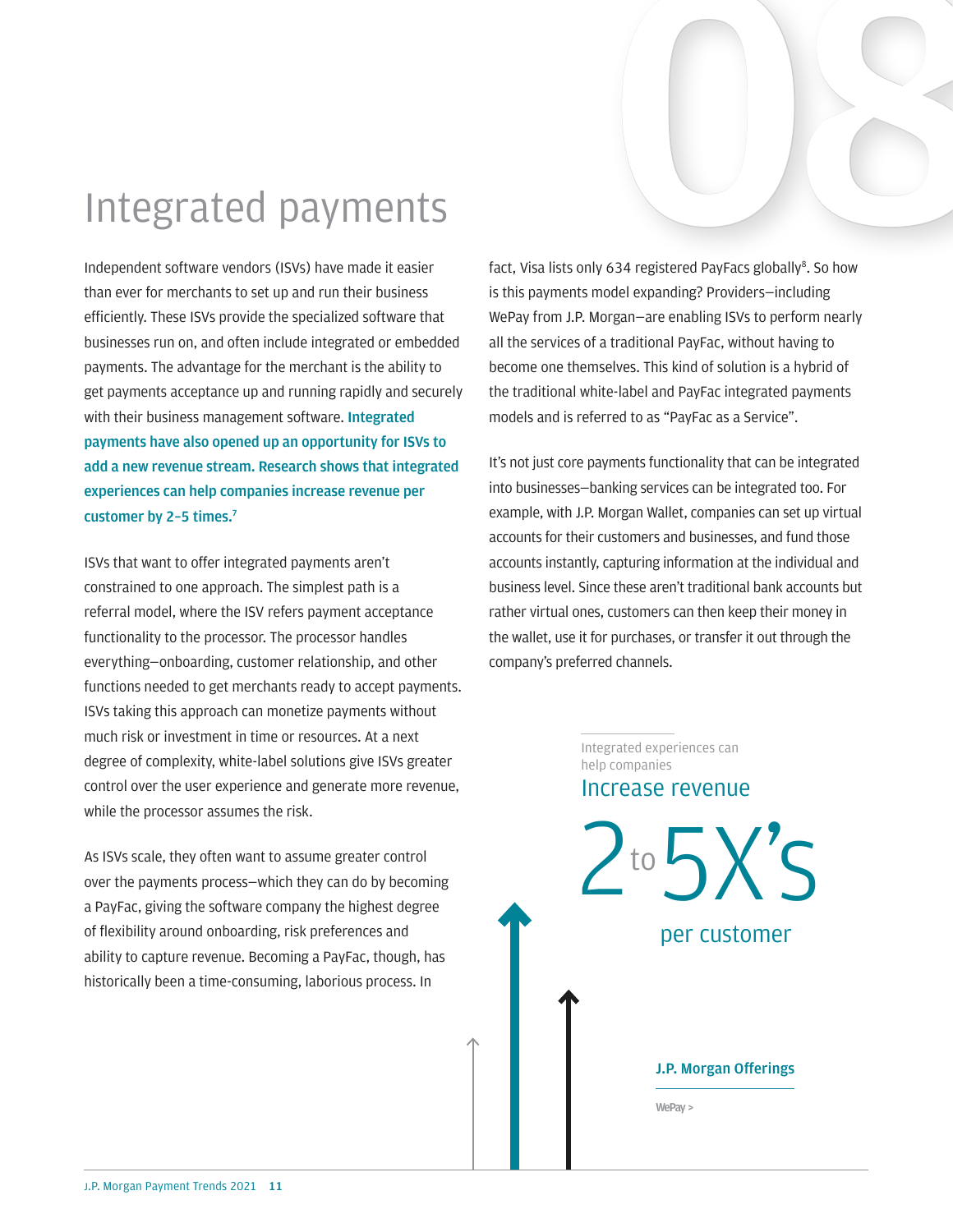# Integrated payments

Independent software vendors (ISVs) have made it easier than ever for merchants to set up and run their business efficiently. These ISVs provide the specialized software that businesses run on, and often include integrated or embedded payments. The advantage for the merchant is the ability to get payments acceptance up and running rapidly and securely with their business management software. **Integrated payments have also opened up an opportunity for ISVs to add a new revenue stream. Research shows that integrated experiences can help companies increase revenue per customer by 2–5 times.[7]**

ISVs that want to offer integrated payments aren't constrained to one approach. The simplest path is a referral model, where the ISV refers payment acceptance functionality to the processor. The processor handles everything—onboarding, customer relationship, and other functions needed to get merchants ready to accept payments. ISVs taking this approach can monetize payments without much risk or investment in time or resources. At a next degree of complexity, white-label solutions give ISVs greater control over the user experience and generate more revenue, while the processor assumes the risk.

As ISVs scale, they often want to assume greater control over the payments process—which they can do by becoming a PayFac, giving the software company the highest degree of flexibility around onboarding, risk preferences and ability to capture revenue. Becoming a PayFac, though, has historically been a time-consuming, laborious process. In fact, Visa lists only 634 registered PayFacs globally[8]. So how is this payments model expanding? Providers—including WePay from J.P. Morgan—are enabling ISVs to perform nearly all the services of a traditional PayFac, without having to become one themselves. This kind of solution is a hybrid of the traditional white-label and PayFac integrated payments models and is referred to as "PayFac as a Service".

It's not just core payments functionality that can be integrated into businesses—banking services can be integrated too. For example, with J.P. Morgan Wallet, companies can set up virtual accounts for their customers and businesses, and fund those accounts instantly, capturing information at the individual and business level. Since these aren't traditional bank accounts but rather virtual ones, customers can then keep their money in the wallet, use it for purchases, or transfer it out through the company's preferred channels.

Integrated experiences can help companies

Increase revenue

2 to 5X's

per customer

**J.P. Morgan Offerings**

WePay >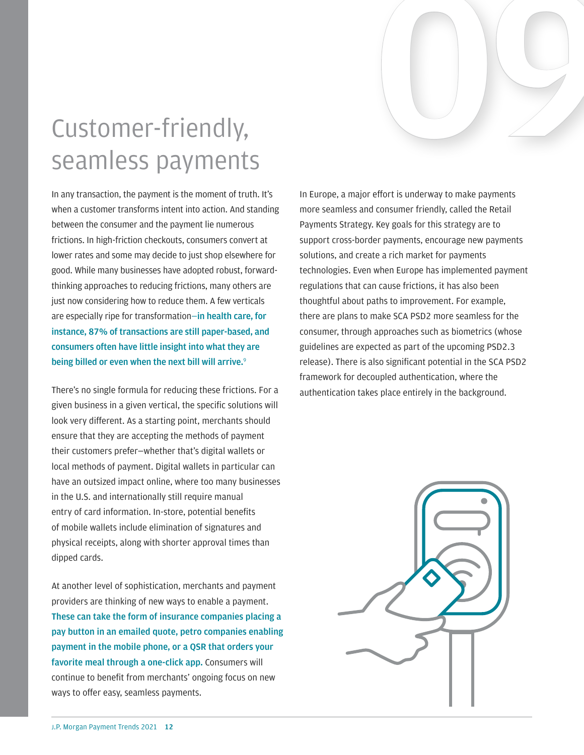# Customer-friendly, seamless payments

In any transaction, the payment is the moment of truth. It's when a customer transforms intent into action. And standing between the consumer and the payment lie numerous frictions. In high-friction checkouts, consumers convert at lower rates and some may decide to just shop elsewhere for good. While many businesses have adopted robust, forward-thinking approaches to reducing frictions, many others are just now considering how to reduce them. A few verticals are especially ripe for transformation—**in health care, for instance, 87% of transactions are still paper-based, and consumers often have little insight into what they are being billed or even when the next bill will arrive.**[9]

There's no single formula for reducing these frictions. For a given business in a given vertical, the specific solutions will look very different. As a starting point, merchants should ensure that they are accepting the methods of payment their customers prefer—whether that's digital wallets or local methods of payment. Digital wallets in particular can have an outsized impact online, where too many businesses in the U.S. and internationally still require manual entry of card information. In-store, potential benefits of mobile wallets include elimination of signatures and physical receipts, along with shorter approval times than dipped cards.

At another level of sophistication, merchants and payment providers are thinking of new ways to enable a payment. **These can take the form of insurance companies placing a pay button in an emailed quote, petro companies enabling payment in the mobile phone, or a QSR that orders your favorite meal through a one-click app.** Consumers will continue to benefit from merchants' ongoing focus on new ways to offer easy, seamless payments.

In Europe, a major effort is underway to make payments more seamless and consumer friendly, called the Retail Payments Strategy. Key goals for this strategy are to support cross-border payments, encourage new payments solutions, and create a rich market for payments technologies. Even when Europe has implemented payment regulations that can cause frictions, it has also been thoughtful about paths to improvement. For example, there are plans to make SCA PSD2 more seamless for the consumer, through approaches such as biometrics (whose guidelines are expected as part of the upcoming PSD2.3 release). There is also significant potential in the SCA PSD2 framework for decoupled authentication, where the authentication takes place entirely in the background.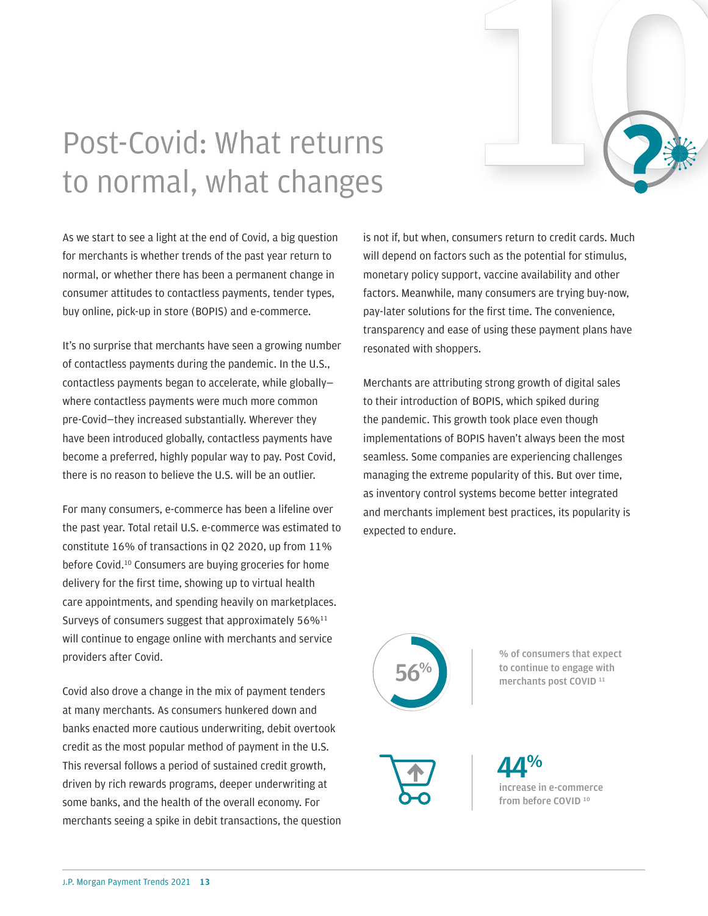# Post-Covid: What returns to normal, what changes

As we start to see a light at the end of Covid, a big question for merchants is whether trends of the past year return to normal, or whether there has been a permanent change in consumer attitudes to contactless payments, tender types, buy online, pick-up in store (BOPIS) and e-commerce.

It's no surprise that merchants have seen a growing number of contactless payments during the pandemic. In the U.S., contactless payments began to accelerate, while globally—where contactless payments were much more common pre-Covid—they increased substantially. Wherever they have been introduced globally, contactless payments have become a preferred, highly popular way to pay. Post Covid, there is no reason to believe the U.S. will be an outlier.

For many consumers, e-commerce has been a lifeline over the past year. Total retail U.S. e-commerce was estimated to constitute 16% of transactions in Q2 2020, up from 11% before Covid.[10] Consumers are buying groceries for home delivery for the first time, showing up to virtual health care appointments, and spending heavily on marketplaces. Surveys of consumers suggest that approximately 56%[11] will continue to engage online with merchants and service providers after Covid.

Covid also drove a change in the mix of payment tenders at many merchants. As consumers hunkered down and banks enacted more cautious underwriting, debit overtook credit as the most popular method of payment in the U.S. This reversal follows a period of sustained credit growth, driven by rich rewards programs, deeper underwriting at some banks, and the health of the overall economy. For merchants seeing a spike in debit transactions, the question is not if, but when, consumers return to credit cards. Much will depend on factors such as the potential for stimulus, monetary policy support, vaccine availability and other factors. Meanwhile, many consumers are trying buy-now, pay-later solutions for the first time. The convenience, transparency and ease of using these payment plans have resonated with shoppers.

Merchants are attributing strong growth of digital sales to their introduction of BOPIS, which spiked during the pandemic. This growth took place even though implementations of BOPIS haven't always been the most seamless. Some companies are experiencing challenges managing the extreme popularity of this. But over time, as inventory control systems become better integrated and merchants implement best practices, its popularity is expected to endure.

**56%**

% of consumers that expect to continue to engage with merchants post COVID [11]

**44%**

increase in e-commerce from before COVID [10]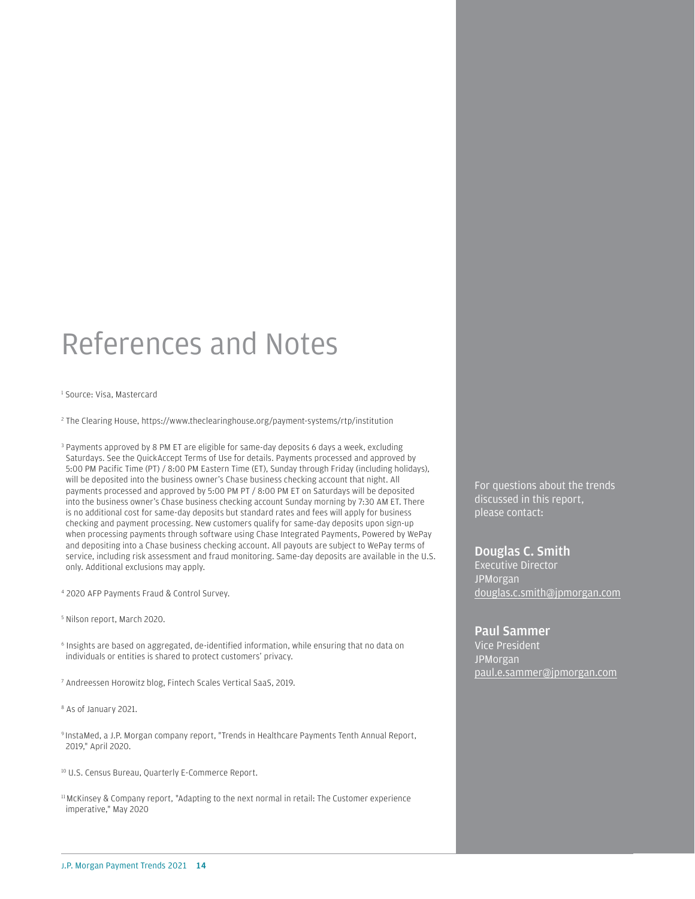# References and Notes

[1] Source: Visa, Mastercard

[2] The Clearing House, https://www.theclearinghouse.org/payment-systems/rtp/institution

[3] Payments approved by 8 PM ET are eligible for same-day deposits 6 days a week, excluding Saturdays. See the QuickAccept Terms of Use for details. Payments processed and approved by 5:00 PM Pacific Time (PT) / 8:00 PM Eastern Time (ET), Sunday through Friday (including holidays), will be deposited into the business owner's Chase business checking account that night. All payments processed and approved by 5:00 PM PT / 8:00 PM ET on Saturdays will be deposited into the business owner's Chase business checking account Sunday morning by 7:30 AM ET. There is no additional cost for same-day deposits but standard rates and fees will apply for business checking and payment processing. New customers qualify for same-day deposits upon sign-up when processing payments through software using Chase Integrated Payments, Powered by WePay and depositing into a Chase business checking account. All payouts are subject to WePay terms of service, including risk assessment and fraud monitoring. Same-day deposits are available in the U.S. only. Additional exclusions may apply.

[4] 2020 AFP Payments Fraud & Control Survey.

[5] Nilson report, March 2020.

[6] Insights are based on aggregated, de-identified information, while ensuring that no data on individuals or entities is shared to protect customers' privacy.

[7] Andreessen Horowitz blog, Fintech Scales Vertical SaaS, 2019.

[8] As of January 2021.

[9] InstaMed, a J.P. Morgan company report, "Trends in Healthcare Payments Tenth Annual Report, 2019," April 2020.

[10] U.S. Census Bureau, Quarterly E-Commerce Report.

[11] McKinsey & Company report, "Adapting to the next normal in retail: The Customer experience imperative," May 2020

For questions about the trends discussed in this report, please contact:

**Douglas C. Smith**
Executive Director
JPMorgan
douglas.c.smith@jpmorgan.com

**Paul Sammer**
Vice President
JPMorgan
paul.e.sammer@jpmorgan.com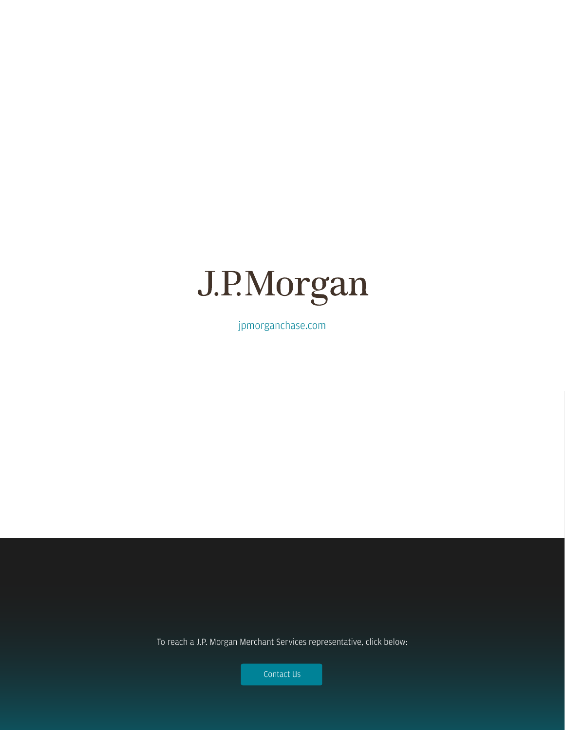J.P.Morgan

jpmorganchase.com

To reach a J.P. Morgan Merchant Services representative, click below:

Contact Us